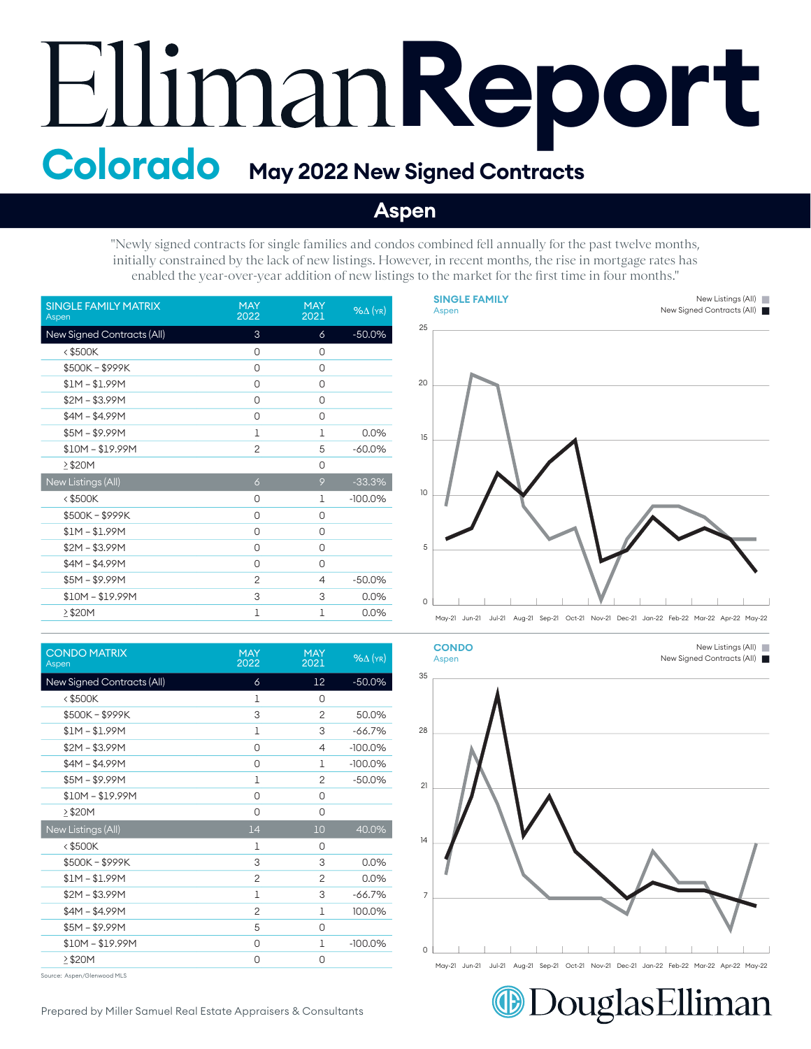# Elliman Report

## Colorado — May 2022 New Signed Contracts

## Aspen

"Newly signed contracts for single families and condos combined fell annually for the past twelve months, initially constrained by the lack of new listings. However, in recent months, the rise in mortgage rates has enabled the year-over-year addition of new listings to the market for the first time in four months."

| SINGLE FAMILY MATRIX Aspen | MAY 2022 | MAY 2021 | %Δ (YR) |
|---|---|---|---|
| New Signed Contracts (All) | 3 | 6 | -50.0% |
| < $500K | 0 | 0 | |
| $500K – $999K | 0 | 0 | |
| $1M – $1.99M | 0 | 0 | |
| $2M – $3.99M | 0 | 0 | |
| $4M – $4.99M | 0 | 0 | |
| $5M – $9.99M | 1 | 1 | 0.0% |
| $10M – $19.99M | 2 | 5 | -60.0% |
| ≥ $20M | | 0 | |
| New Listings (All) | 6 | 9 | -33.3% |
| < $500K | 0 | 1 | -100.0% |
| $500K – $999K | 0 | 0 | |
| $1M – $1.99M | 0 | 0 | |
| $2M – $3.99M | 0 | 0 | |
| $4M – $4.99M | 0 | 0 | |
| $5M – $9.99M | 2 | 4 | -50.0% |
| $10M – $19.99M | 3 | 3 | 0.0% |
| ≥ $20M | 1 | 1 | 0.0% |

**SINGLE FAMILY** Aspen — New Listings (All), New Signed Contracts (All)

May-21 Jun-21 Jul-21 Aug-21 Sep-21 Oct-21 Nov-21 Dec-21 Jan-22 Feb-22 Mar-22 Apr-22 May-22

| CONDO MATRIX Aspen | MAY 2022 | MAY 2021 | %Δ (YR) |
|---|---|---|---|
| New Signed Contracts (All) | 6 | 12 | -50.0% |
| < $500K | 1 | 0 | |
| $500K – $999K | 3 | 2 | 50.0% |
| $1M – $1.99M | 1 | 3 | -66.7% |
| $2M – $3.99M | 0 | 4 | -100.0% |
| $4M – $4.99M | 0 | 1 | -100.0% |
| $5M – $9.99M | 1 | 2 | -50.0% |
| $10M – $19.99M | 0 | 0 | |
| ≥ $20M | 0 | 0 | |
| New Listings (All) | 14 | 10 | 40.0% |
| < $500K | 1 | 0 | |
| $500K – $999K | 3 | 3 | 0.0% |
| $1M – $1.99M | 2 | 2 | 0.0% |
| $2M – $3.99M | 1 | 3 | -66.7% |
| $4M – $4.99M | 2 | 1 | 100.0% |
| $5M – $9.99M | 5 | 0 | |
| $10M – $19.99M | 0 | 1 | -100.0% |
| ≥ $20M | 0 | 0 | |

**CONDO** Aspen — New Listings (All), New Signed Contracts (All)

May-21 Jun-21 Jul-21 Aug-21 Sep-21 Oct-21 Nov-21 Dec-21 Jan-22 Feb-22 Mar-22 Apr-22 May-22

Source: Aspen/Glenwood MLS

Prepared by Miller Samuel Real Estate Appraisers & Consultants

DouglasElliman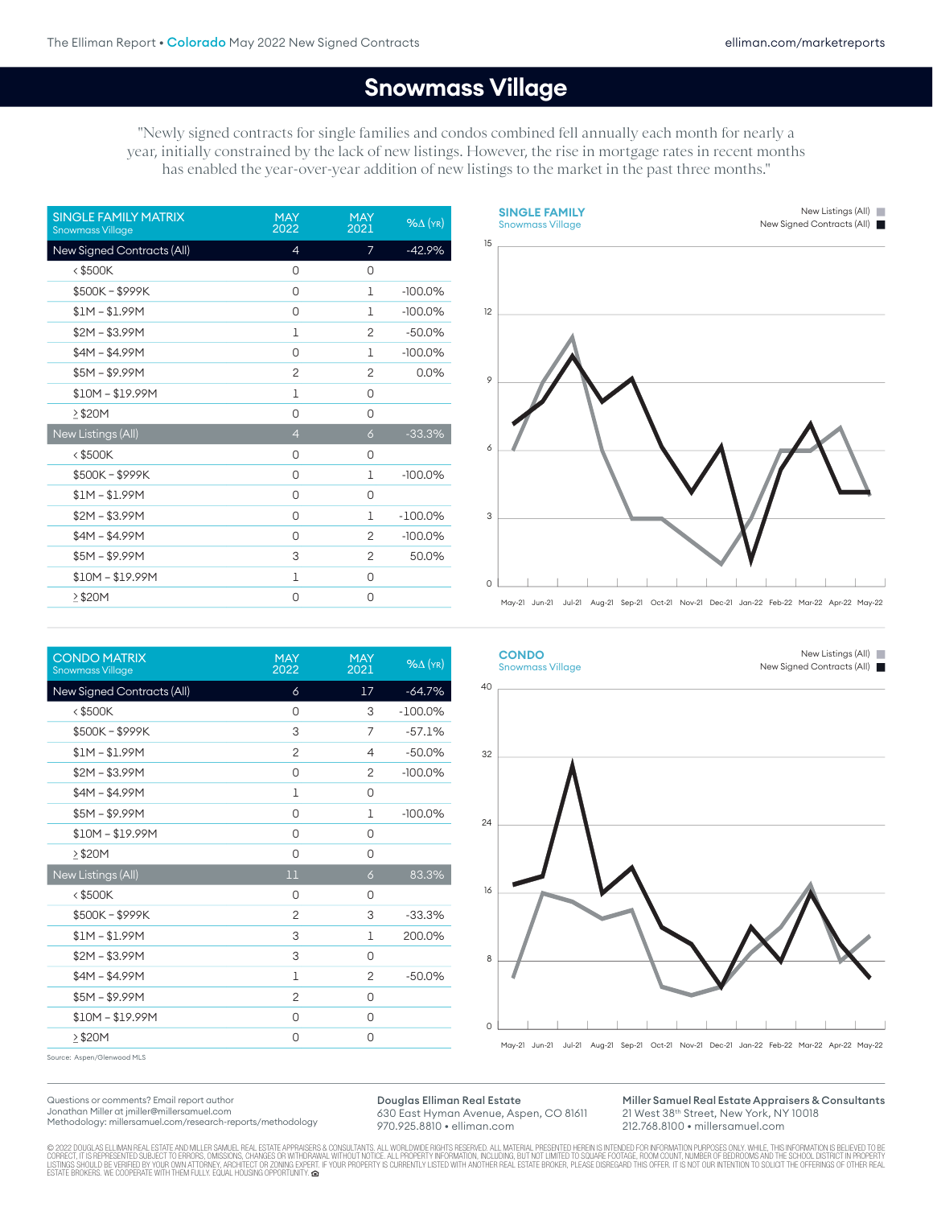# Snowmass Village

"Newly signed contracts for single families and condos combined fell annually each month for nearly a year, initially constrained by the lack of new listings. However, the rise in mortgage rates in recent months has enabled the year-over-year addition of new listings to the market in the past three months."

| SINGLE FAMILY MATRIX Snowmass Village | MAY 2022 | MAY 2021 | %Δ (YR) |
|---|---|---|---|
| New Signed Contracts (All) | 4 | 7 | -42.9% |
| < $500K | 0 | 0 | |
| $500K – $999K | 0 | 1 | -100.0% |
| $1M – $1.99M | 0 | 1 | -100.0% |
| $2M – $3.99M | 1 | 2 | -50.0% |
| $4M – $4.99M | 0 | 1 | -100.0% |
| $5M – $9.99M | 2 | 2 | 0.0% |
| $10M – $19.99M | 1 | 0 | |
| ≥ $20M | 0 | 0 | |
| New Listings (All) | 4 | 6 | -33.3% |
| < $500K | 0 | 0 | |
| $500K – $999K | 0 | 1 | -100.0% |
| $1M – $1.99M | 0 | 0 | |
| $2M – $3.99M | 0 | 1 | -100.0% |
| $4M – $4.99M | 0 | 2 | -100.0% |
| $5M – $9.99M | 3 | 2 | 50.0% |
| $10M – $19.99M | 1 | 0 | |
| ≥ $20M | 0 | 0 | |

SINGLE FAMILY
Snowmass Village

New Listings (All)
New Signed Contracts (All)

15
12
9
6
3
0

May-21 Jun-21 Jul-21 Aug-21 Sep-21 Oct-21 Nov-21 Dec-21 Jan-22 Feb-22 Mar-22 Apr-22 May-22

| CONDO MATRIX Snowmass Village | MAY 2022 | MAY 2021 | %Δ (YR) |
|---|---|---|---|
| New Signed Contracts (All) | 6 | 17 | -64.7% |
| < $500K | 0 | 3 | -100.0% |
| $500K – $999K | 3 | 7 | -57.1% |
| $1M – $1.99M | 2 | 4 | -50.0% |
| $2M – $3.99M | 0 | 2 | -100.0% |
| $4M – $4.99M | 1 | 0 | |
| $5M – $9.99M | 0 | 1 | -100.0% |
| $10M – $19.99M | 0 | 0 | |
| ≥ $20M | 0 | 0 | |
| New Listings (All) | 11 | 6 | 83.3% |
| < $500K | 0 | 0 | |
| $500K – $999K | 2 | 3 | -33.3% |
| $1M – $1.99M | 3 | 1 | 200.0% |
| $2M – $3.99M | 3 | 0 | |
| $4M – $4.99M | 1 | 2 | -50.0% |
| $5M – $9.99M | 2 | 0 | |
| $10M – $19.99M | 0 | 0 | |
| ≥ $20M | 0 | 0 | |

Source: Aspen/Glenwood MLS

CONDO
Snowmass Village

New Listings (All)
New Signed Contracts (All)

40
32
24
16
8
0

May-21 Jun-21 Jul-21 Aug-21 Sep-21 Oct-21 Nov-21 Dec-21 Jan-22 Feb-22 Mar-22 Apr-22 May-22

Questions or comments? Email report author
Jonathan Miller at jmiller@millersamuel.com
Methodology: millersamuel.com/research-reports/methodology

**Douglas Elliman Real Estate**
630 East Hyman Avenue, Aspen, CO 81611
970.925.8810 • elliman.com

**Miller Samuel Real Estate Appraisers & Consultants**
21 West 38th Street, New York, NY 10018
212.768.8100 • millersamuel.com

© 2022 DOUGLAS ELLIMAN REAL ESTATE AND MILLER SAMUEL REAL ESTATE APPRAISERS & CONSULTANTS. ALL WORLDWIDE RIGHTS RESERVED. ALL MATERIAL PRESENTED HEREIN IS INTENDED FOR INFORMATION PURPOSES ONLY. WHILE, THIS INFORMATION IS BELIEVED TO BE CORRECT, IT IS REPRESENTED SUBJECT TO ERRORS, OMISSIONS, CHANGES OR WITHDRAWAL WITHOUT NOTICE. ALL PROPERTY INFORMATION, INCLUDING, BUT NOT LIMITED TO SQUARE FOOTAGE, ROOM COUNT, NUMBER OF BEDROOMS AND THE SCHOOL DISTRICT IN PROPERTY LISTINGS SHOULD BE VERIFIED BY YOUR OWN ATTORNEY, ARCHITECT OR ZONING EXPERT. IF YOUR PROPERTY IS CURRENTLY LISTED WITH ANOTHER REAL ESTATE BROKER, PLEASE DISREGARD THIS OFFER. IT IS NOT OUR INTENTION TO SOLICIT THE OFFERINGS OF OTHER REAL ESTATE BROKERS. WE COOPERATE WITH THEM FULLY. EQUAL HOUSING OPPORTUNITY.